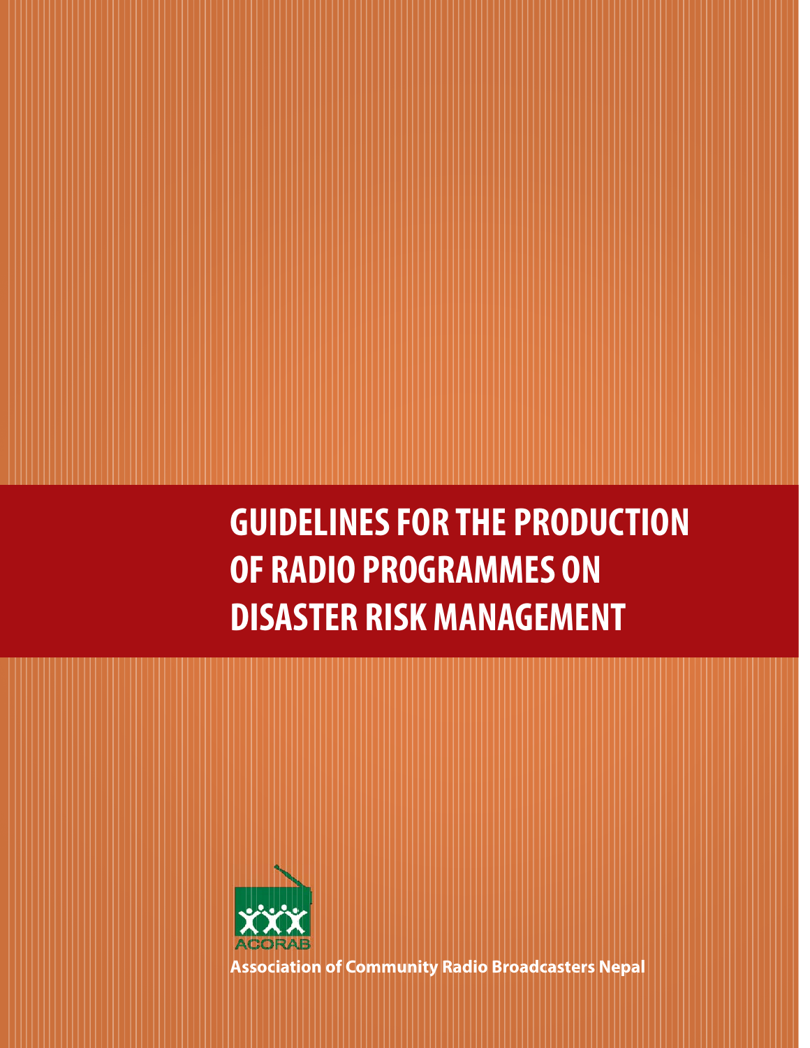# GUIDELINES FOR THE PRODUCTION OF RADIO PROGRAMMES ON DISASTER RISK MANAGEMENT

ACORAB

**Association of Community Radio Broadcasters Nepal**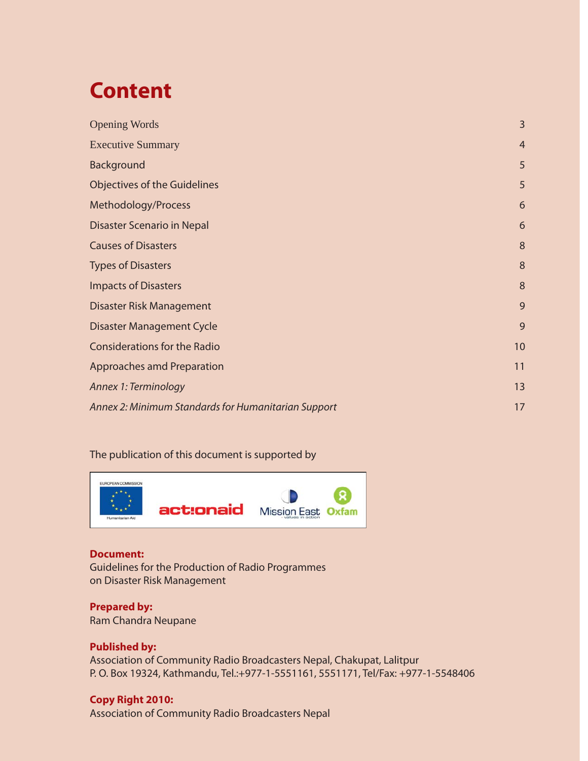# Content

| | |
|---|---|
| Opening Words | 3 |
| Executive Summary | 4 |
| Background | 5 |
| Objectives of the Guidelines | 5 |
| Methodology/Process | 6 |
| Disaster Scenario in Nepal | 6 |
| Causes of Disasters | 8 |
| Types of Disasters | 8 |
| Impacts of Disasters | 8 |
| Disaster Risk Management | 9 |
| Disaster Management Cycle | 9 |
| Considerations for the Radio | 10 |
| Approaches amd Preparation | 11 |
| *Annex 1: Terminology* | 13 |
| *Annex 2: Minimum Standards for Humanitarian Support* | 17 |

The publication of this document is supported by

EUROPEAN COMMISSION Humanitarian Aid · actionaid · Mission East – values in action · Oxfam

**Document:**
Guidelines for the Production of Radio Programmes on Disaster Risk Management

**Prepared by:**
Ram Chandra Neupane

**Published by:**
Association of Community Radio Broadcasters Nepal, Chakupat, Lalitpur
P. O. Box 19324, Kathmandu, Tel.:+977-1-5551161, 5551171, Tel/Fax: +977-1-5548406

**Copy Right 2010:**
Association of Community Radio Broadcasters Nepal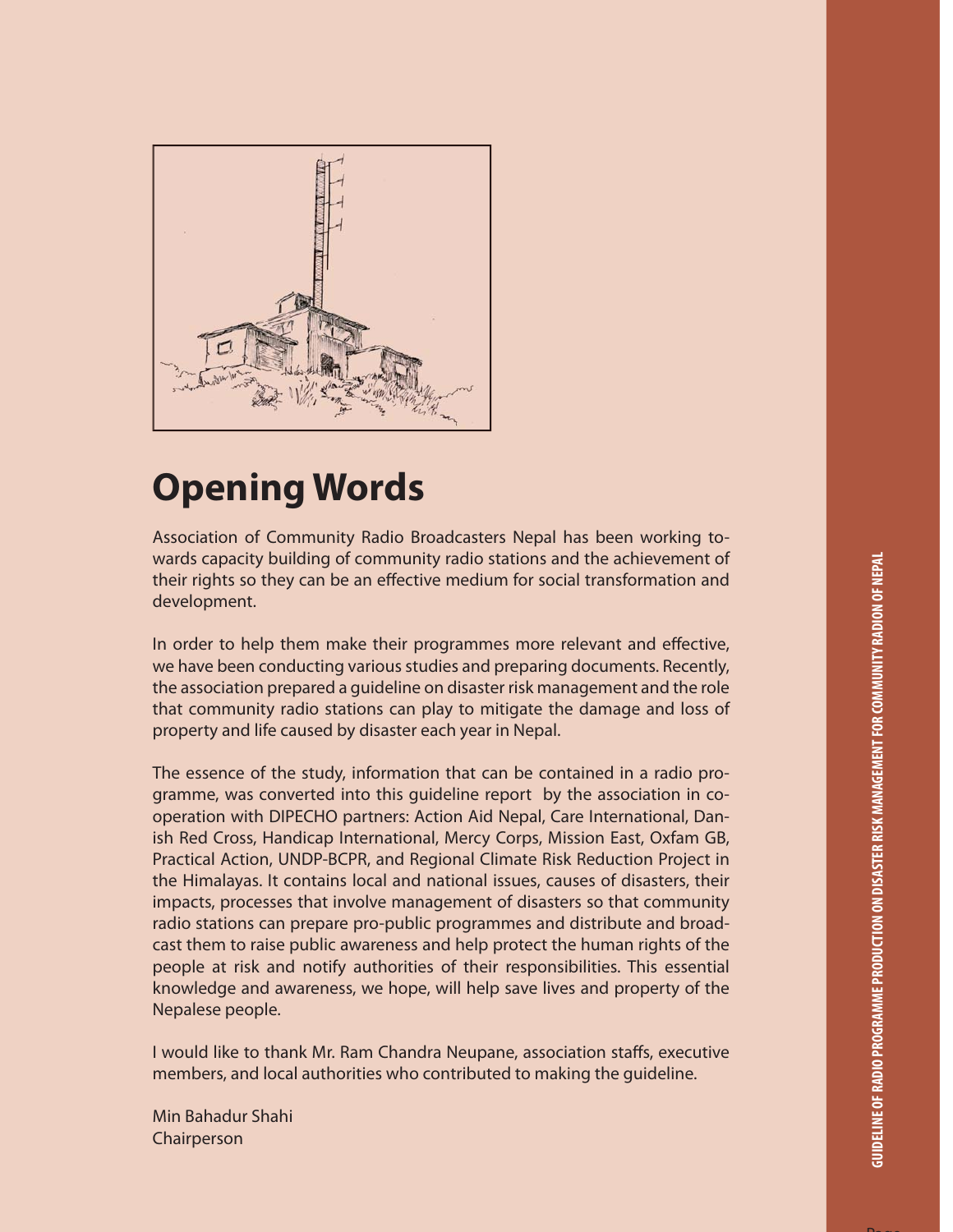# Opening Words

Association of Community Radio Broadcasters Nepal has been working towards capacity building of community radio stations and the achievement of their rights so they can be an effective medium for social transformation and development.

In order to help them make their programmes more relevant and effective, we have been conducting various studies and preparing documents. Recently, the association prepared a guideline on disaster risk management and the role that community radio stations can play to mitigate the damage and loss of property and life caused by disaster each year in Nepal.

The essence of the study, information that can be contained in a radio programme, was converted into this guideline report by the association in cooperation with DIPECHO partners: Action Aid Nepal, Care International, Danish Red Cross, Handicap International, Mercy Corps, Mission East, Oxfam GB, Practical Action, UNDP-BCPR, and Regional Climate Risk Reduction Project in the Himalayas. It contains local and national issues, causes of disasters, their impacts, processes that involve management of disasters so that community radio stations can prepare pro-public programmes and distribute and broadcast them to raise public awareness and help protect the human rights of the people at risk and notify authorities of their responsibilities. This essential knowledge and awareness, we hope, will help save lives and property of the Nepalese people.

I would like to thank Mr. Ram Chandra Neupane, association staffs, executive members, and local authorities who contributed to making the guideline.

Min Bahadur Shahi
Chairperson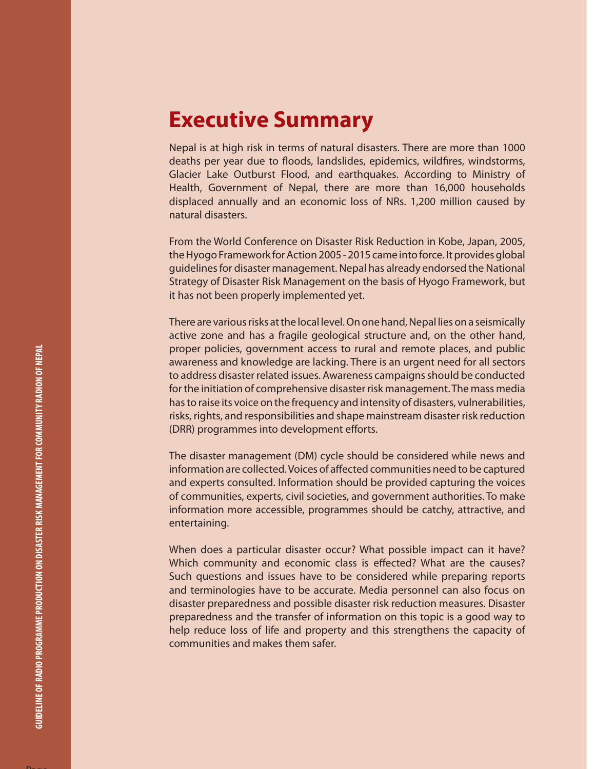# Executive Summary

Nepal is at high risk in terms of natural disasters. There are more than 1000 deaths per year due to floods, landslides, epidemics, wildfires, windstorms, Glacier Lake Outburst Flood, and earthquakes. According to Ministry of Health, Government of Nepal, there are more than 16,000 households displaced annually and an economic loss of NRs. 1,200 million caused by natural disasters.

From the World Conference on Disaster Risk Reduction in Kobe, Japan, 2005, the Hyogo Framework for Action 2005 - 2015 came into force. It provides global guidelines for disaster management. Nepal has already endorsed the National Strategy of Disaster Risk Management on the basis of Hyogo Framework, but it has not been properly implemented yet.

There are various risks at the local level. On one hand, Nepal lies on a seismically active zone and has a fragile geological structure and, on the other hand, proper policies, government access to rural and remote places, and public awareness and knowledge are lacking. There is an urgent need for all sectors to address disaster related issues. Awareness campaigns should be conducted for the initiation of comprehensive disaster risk management. The mass media has to raise its voice on the frequency and intensity of disasters, vulnerabilities, risks, rights, and responsibilities and shape mainstream disaster risk reduction (DRR) programmes into development efforts.

The disaster management (DM) cycle should be considered while news and information are collected. Voices of affected communities need to be captured and experts consulted. Information should be provided capturing the voices of communities, experts, civil societies, and government authorities. To make information more accessible, programmes should be catchy, attractive, and entertaining.

When does a particular disaster occur? What possible impact can it have? Which community and economic class is effected? What are the causes? Such questions and issues have to be considered while preparing reports and terminologies have to be accurate. Media personnel can also focus on disaster preparedness and possible disaster risk reduction measures. Disaster preparedness and the transfer of information on this topic is a good way to help reduce loss of life and property and this strengthens the capacity of communities and makes them safer.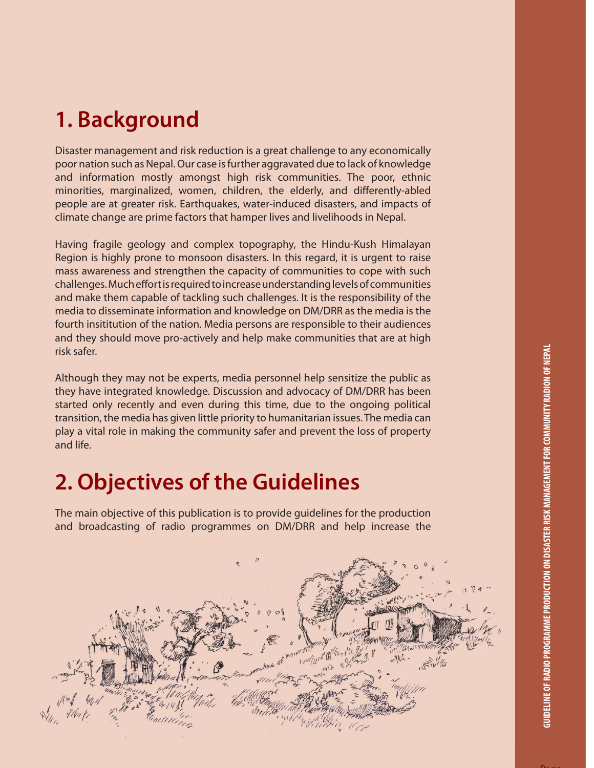# 1. Background

Disaster management and risk reduction is a great challenge to any economically poor nation such as Nepal. Our case is further aggravated due to lack of knowledge and information mostly amongst high risk communities. The poor, ethnic minorities, marginalized, women, children, the elderly, and differently-abled people are at greater risk. Earthquakes, water-induced disasters, and impacts of climate change are prime factors that hamper lives and livelihoods in Nepal.

Having fragile geology and complex topography, the Hindu-Kush Himalayan Region is highly prone to monsoon disasters. In this regard, it is urgent to raise mass awareness and strengthen the capacity of communities to cope with such challenges. Much effort is required to increase understanding levels of communities and make them capable of tackling such challenges. It is the responsibility of the media to disseminate information and knowledge on DM/DRR as the media is the fourth insititution of the nation. Media persons are responsible to their audiences and they should move pro-actively and help make communities that are at high risk safer.

Although they may not be experts, media personnel help sensitize the public as they have integrated knowledge. Discussion and advocacy of DM/DRR has been started only recently and even during this time, due to the ongoing political transition, the media has given little priority to humanitarian issues. The media can play a vital role in making the community safer and prevent the loss of property and life.

# 2. Objectives of the Guidelines

The main objective of this publication is to provide guidelines for the production and broadcasting of radio programmes on DM/DRR and help increase the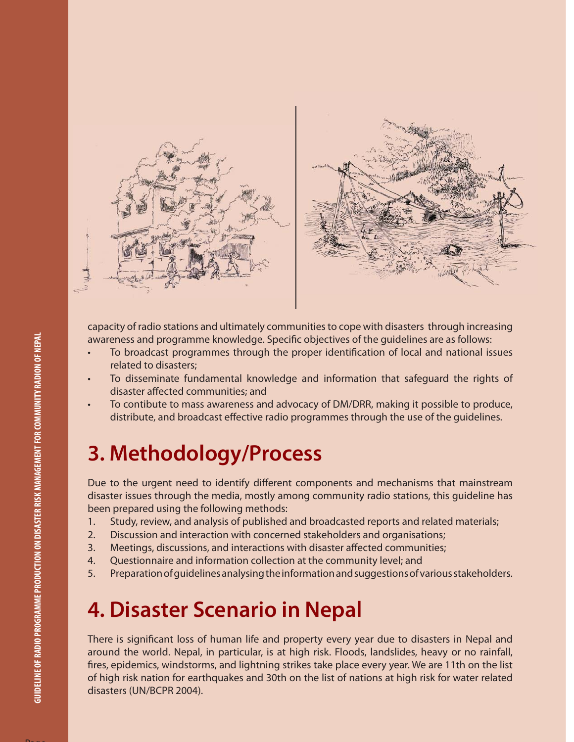capacity of radio stations and ultimately communities to cope with disasters through increasing awareness and programme knowledge. Specific objectives of the guidelines are as follows:

- To broadcast programmes through the proper identification of local and national issues related to disasters;
- To disseminate fundamental knowledge and information that safeguard the rights of disaster affected communities; and
- To contibute to mass awareness and advocacy of DM/DRR, making it possible to produce, distribute, and broadcast effective radio programmes through the use of the guidelines.

# 3. Methodology/Process

Due to the urgent need to identify different components and mechanisms that mainstream disaster issues through the media, mostly among community radio stations, this guideline has been prepared using the following methods:

1. Study, review, and analysis of published and broadcasted reports and related materials;
2. Discussion and interaction with concerned stakeholders and organisations;
3. Meetings, discussions, and interactions with disaster affected communities;
4. Questionnaire and information collection at the community level; and
5. Preparation of guidelines analysing the information and suggestions of various stakeholders.

# 4. Disaster Scenario in Nepal

There is significant loss of human life and property every year due to disasters in Nepal and around the world. Nepal, in particular, is at high risk. Floods, landslides, heavy or no rainfall, fires, epidemics, windstorms, and lightning strikes take place every year. We are 11th on the list of high risk nation for earthquakes and 30th on the list of nations at high risk for water related disasters (UN/BCPR 2004).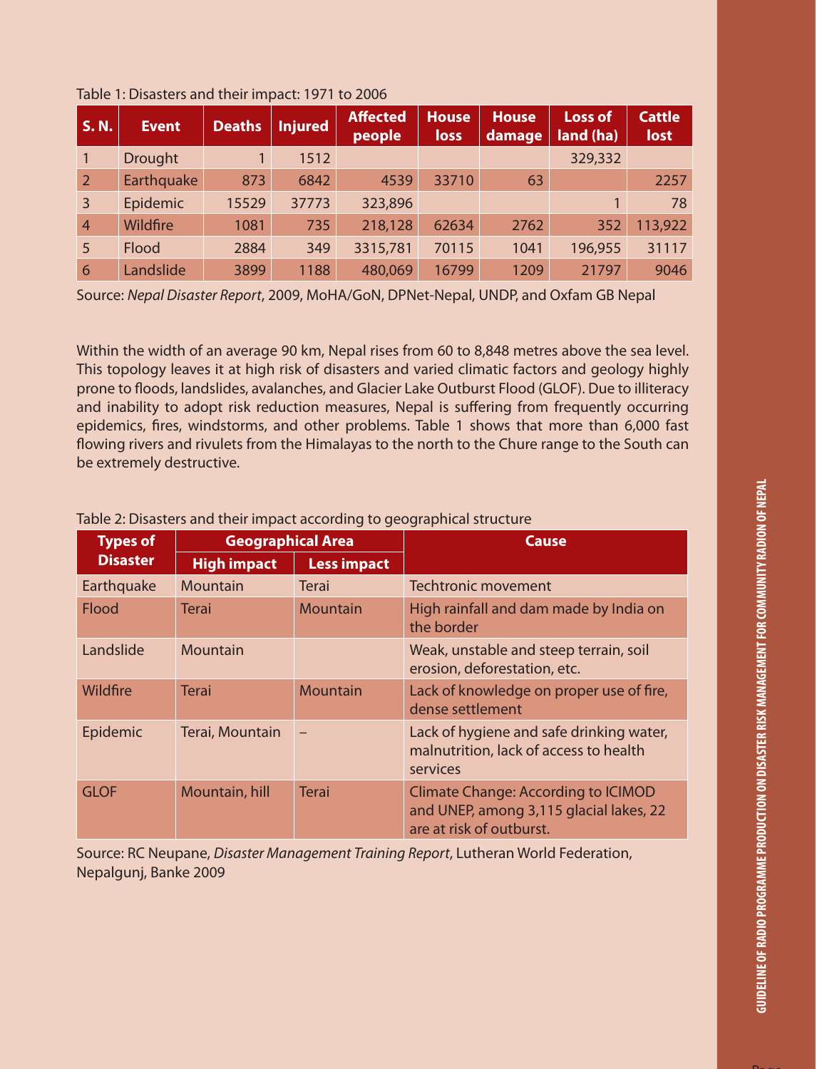Table 1: Disasters and their impact: 1971 to 2006

| S. N. | Event | Deaths | Injured | Affected people | House loss | House damage | Loss of land (ha) | Cattle lost |
|---|---|---|---|---|---|---|---|---|
| 1 | Drought | 1 | 1512 | | | | 329,332 | |
| 2 | Earthquake | 873 | 6842 | 4539 | 33710 | 63 | | 2257 |
| 3 | Epidemic | 15529 | 37773 | 323,896 | | | 1 | 78 |
| 4 | Wildfire | 1081 | 735 | 218,128 | 62634 | 2762 | 352 | 113,922 |
| 5 | Flood | 2884 | 349 | 3315,781 | 70115 | 1041 | 196,955 | 31117 |
| 6 | Landslide | 3899 | 1188 | 480,069 | 16799 | 1209 | 21797 | 9046 |

Source: *Nepal Disaster Report*, 2009, MoHA/GoN, DPNet-Nepal, UNDP, and Oxfam GB Nepal

Within the width of an average 90 km, Nepal rises from 60 to 8,848 metres above the sea level. This topology leaves it at high risk of disasters and varied climatic factors and geology highly prone to floods, landslides, avalanches, and Glacier Lake Outburst Flood (GLOF). Due to illiteracy and inability to adopt risk reduction measures, Nepal is suffering from frequently occurring epidemics, fires, windstorms, and other problems. Table 1 shows that more than 6,000 fast flowing rivers and rivulets from the Himalayas to the north to the Chure range to the South can be extremely destructive.

Table 2: Disasters and their impact according to geographical structure

| Types of Disaster | Geographical Area | | Cause |
|---|---|---|---|
| | High impact | Less impact | |
| Earthquake | Mountain | Terai | Techtronic movement |
| Flood | Terai | Mountain | High rainfall and dam made by India on the border |
| Landslide | Mountain | | Weak, unstable and steep terrain, soil erosion, deforestation, etc. |
| Wildfire | Terai | Mountain | Lack of knowledge on proper use of fire, dense settlement |
| Epidemic | Terai, Mountain | – | Lack of hygiene and safe drinking water, malnutrition, lack of access to health services |
| GLOF | Mountain, hill | Terai | Climate Change: According to ICIMOD and UNEP, among 3,115 glacial lakes, 22 are at risk of outburst. |

Source: RC Neupane, *Disaster Management Training Report*, Lutheran World Federation, Nepalgunj, Banke 2009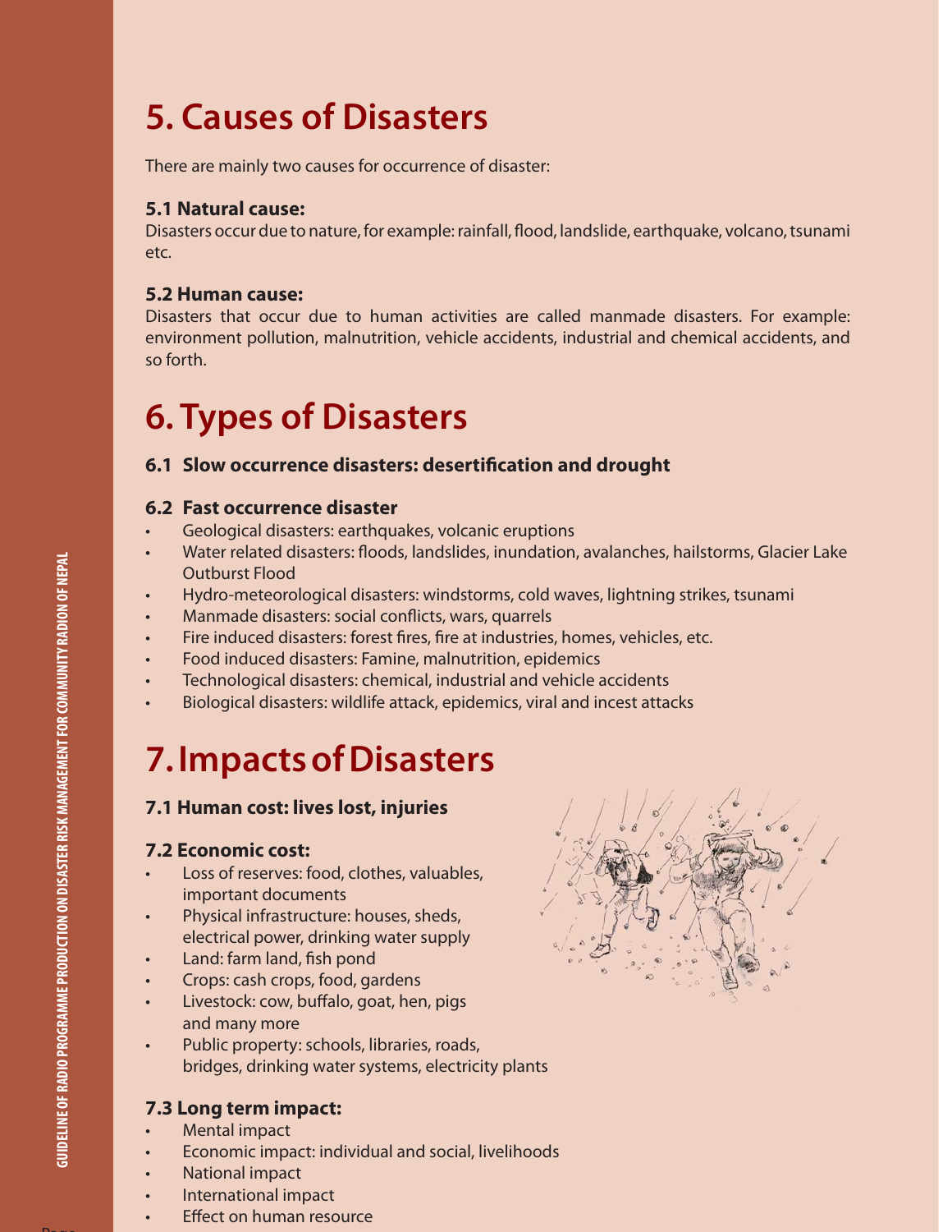# 5. Causes of Disasters

There are mainly two causes for occurrence of disaster:

### 5.1 Natural cause:

Disasters occur due to nature, for example: rainfall, flood, landslide, earthquake, volcano, tsunami etc.

### 5.2 Human cause:

Disasters that occur due to human activities are called manmade disasters. For example: environment pollution, malnutrition, vehicle accidents, industrial and chemical accidents, and so forth.

# 6. Types of Disasters

### 6.1 Slow occurrence disasters: desertification and drought

### 6.2 Fast occurrence disaster

- Geological disasters: earthquakes, volcanic eruptions
- Water related disasters: floods, landslides, inundation, avalanches, hailstorms, Glacier Lake Outburst Flood
- Hydro-meteorological disasters: windstorms, cold waves, lightning strikes, tsunami
- Manmade disasters: social conflicts, wars, quarrels
- Fire induced disasters: forest fires, fire at industries, homes, vehicles, etc.
- Food induced disasters: Famine, malnutrition, epidemics
- Technological disasters: chemical, industrial and vehicle accidents
- Biological disasters: wildlife attack, epidemics, viral and incest attacks

# 7. Impacts of Disasters

### 7.1 Human cost: lives lost, injuries

### 7.2 Economic cost:

- Loss of reserves: food, clothes, valuables, important documents
- Physical infrastructure: houses, sheds, electrical power, drinking water supply
- Land: farm land, fish pond
- Crops: cash crops, food, gardens
- Livestock: cow, buffalo, goat, hen, pigs and many more
- Public property: schools, libraries, roads, bridges, drinking water systems, electricity plants

### 7.3 Long term impact:

- Mental impact
- Economic impact: individual and social, livelihoods
- National impact
- International impact
- Effect on human resource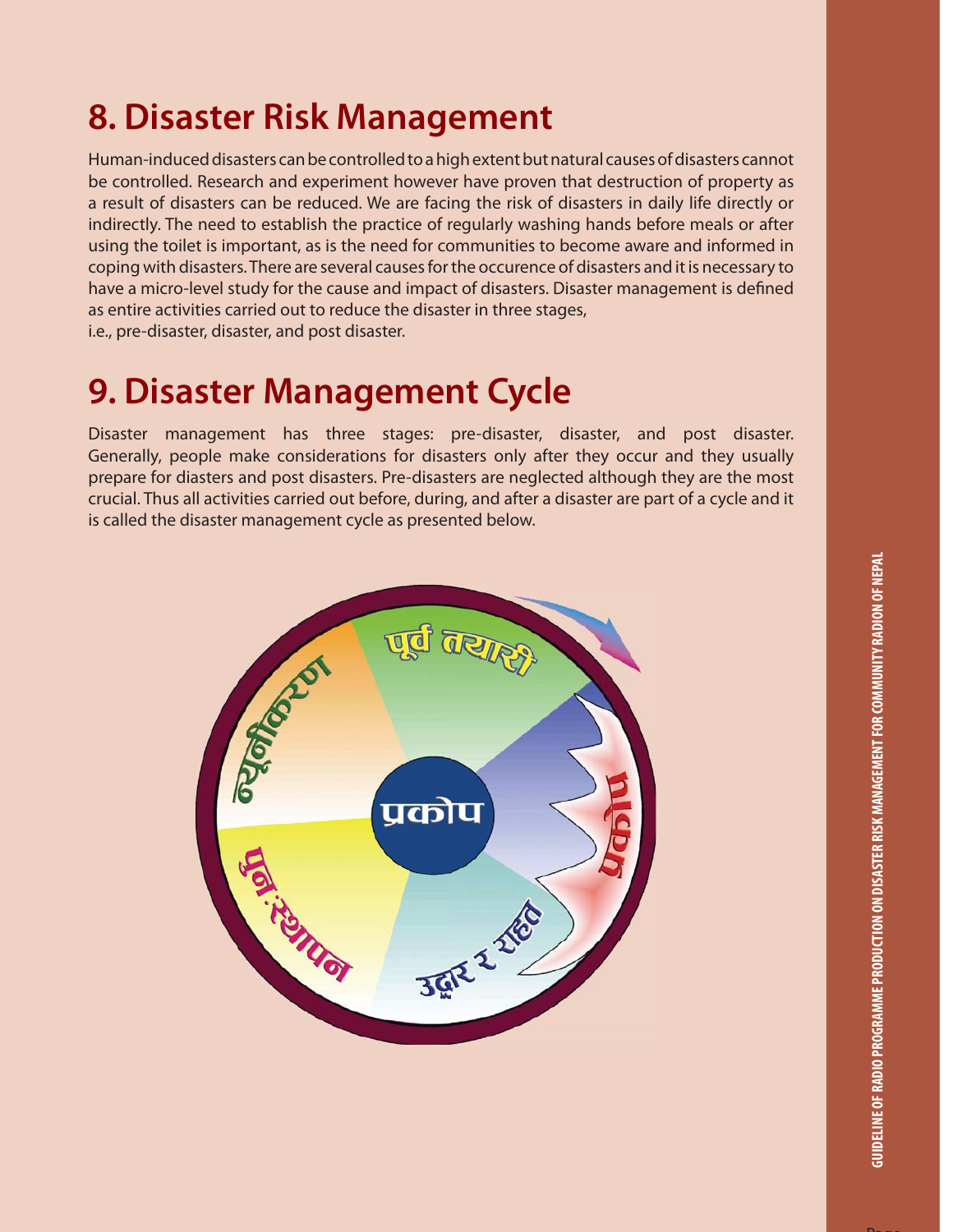## 8. Disaster Risk Management

Human-induced disasters can be controlled to a high extent but natural causes of disasters cannot be controlled. Research and experiment however have proven that destruction of property as a result of disasters can be reduced. We are facing the risk of disasters in daily life directly or indirectly. The need to establish the practice of regularly washing hands before meals or after using the toilet is important, as is the need for communities to become aware and informed in coping with disasters. There are several causes for the occurence of disasters and it is necessary to have a micro-level study for the cause and impact of disasters. Disaster management is defined as entire activities carried out to reduce the disaster in three stages,
i.e., pre-disaster, disaster, and post disaster.

## 9. Disaster Management Cycle

Disaster management has three stages: pre-disaster, disaster, and post disaster. Generally, people make considerations for disasters only after they occur and they usually prepare for diasters and post disasters. Pre-disasters are neglected although they are the most crucial. Thus all activities carried out before, during, and after a disaster are part of a cycle and it is called the disaster management cycle as presented below.

पूर्व तयारी

प्रकोप

उद्धार र राहत

पुनःस्थापन

न्यूनीकरण

प्रकोप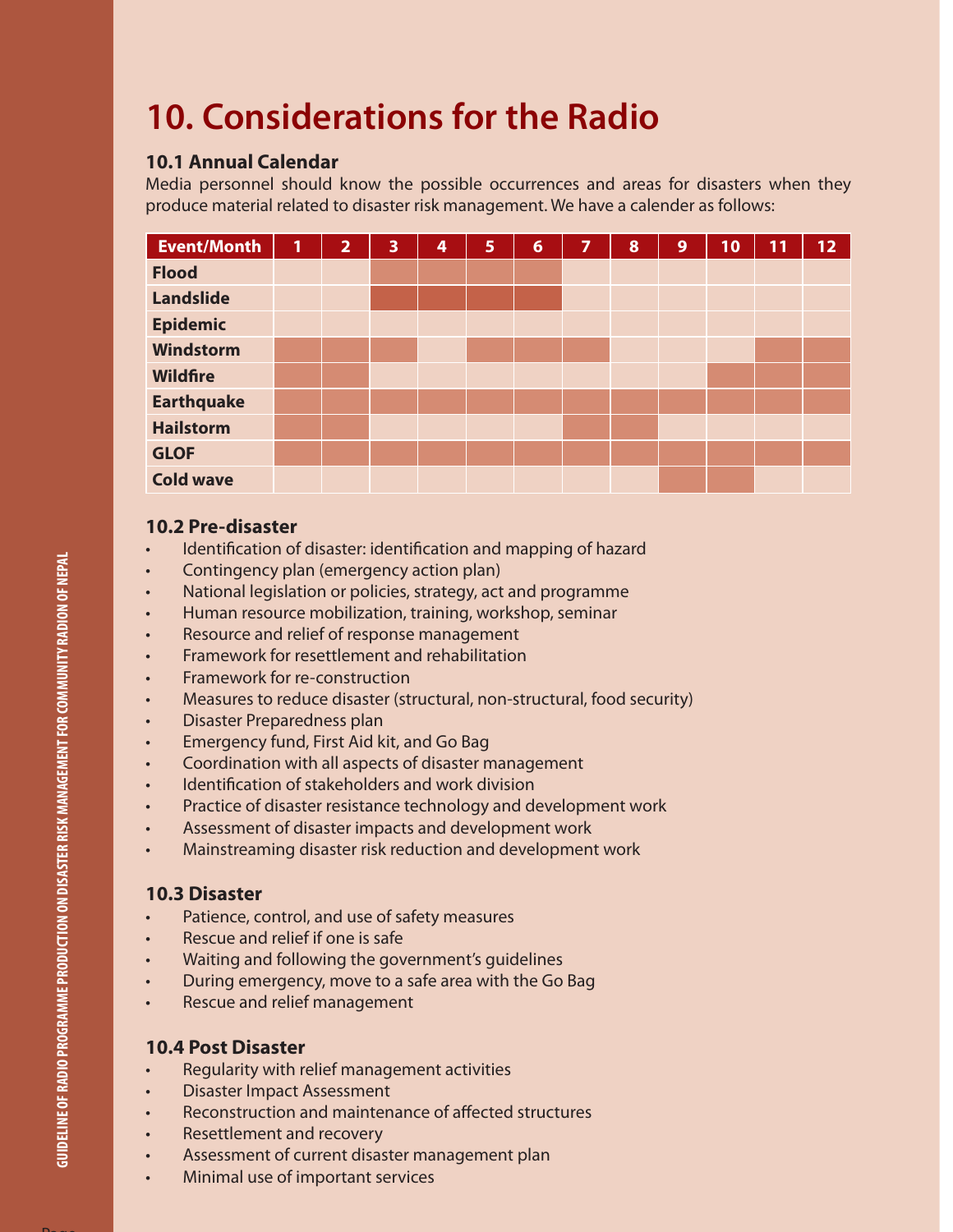# 10. Considerations for the Radio

### 10.1 Annual Calendar

Media personnel should know the possible occurrences and areas for disasters when they produce material related to disaster risk management. We have a calender as follows:

| Event/Month | 1 | 2 | 3 | 4 | 5 | 6 | 7 | 8 | 9 | 10 | 11 | 12 |
|---|---|---|---|---|---|---|---|---|---|---|---|---|
| **Flood** | | | ■ | ■ | ■ | ■ | | | | | | |
| **Landslide** | | | ■ | ■ | ■ | ■ | | | | | | |
| **Epidemic** | | | | | | | | | | | | |
| **Windstorm** | ■ | ■ | ■ | | ■ | ■ | ■ | | | | ■ | ■ |
| **Wildfire** | ■ | ■ | | | | | | | | ■ | ■ | ■ |
| **Earthquake** | ■ | ■ | ■ | ■ | ■ | ■ | ■ | ■ | ■ | ■ | ■ | ■ |
| **Hailstorm** | ■ | ■ | | | | | ■ | ■ | | | | |
| **GLOF** | ■ | ■ | ■ | ■ | ■ | ■ | ■ | ■ | ■ | ■ | ■ | ■ |
| **Cold wave** | | | | | | | | | ■ | ■ | | |

### 10.2 Pre-disaster

- Identification of disaster: identification and mapping of hazard
- Contingency plan (emergency action plan)
- National legislation or policies, strategy, act and programme
- Human resource mobilization, training, workshop, seminar
- Resource and relief of response management
- Framework for resettlement and rehabilitation
- Framework for re-construction
- Measures to reduce disaster (structural, non-structural, food security)
- Disaster Preparedness plan
- Emergency fund, First Aid kit, and Go Bag
- Coordination with all aspects of disaster management
- Identification of stakeholders and work division
- Practice of disaster resistance technology and development work
- Assessment of disaster impacts and development work
- Mainstreaming disaster risk reduction and development work

### 10.3 Disaster

- Patience, control, and use of safety measures
- Rescue and relief if one is safe
- Waiting and following the government's guidelines
- During emergency, move to a safe area with the Go Bag
- Rescue and relief management

### 10.4 Post Disaster

- Regularity with relief management activities
- Disaster Impact Assessment
- Reconstruction and maintenance of affected structures
- Resettlement and recovery
- Assessment of current disaster management plan
- Minimal use of important services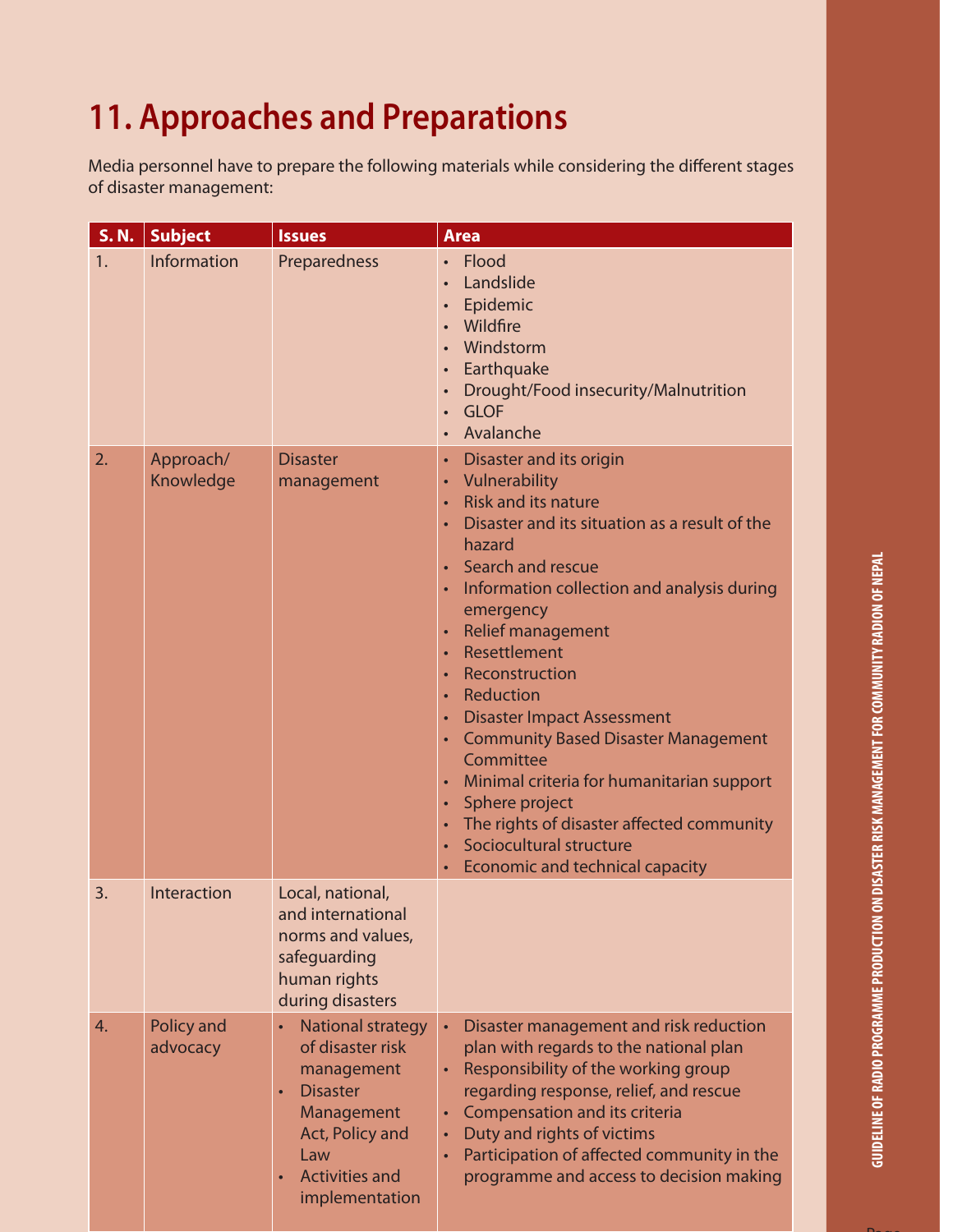# 11. Approaches and Preparations

Media personnel have to prepare the following materials while considering the different stages of disaster management:

| S. N. | Subject | Issues | Area |
|---|---|---|---|
| 1. | Information | Preparedness | • Flood<br>• Landslide<br>• Epidemic<br>• Wildfire<br>• Windstorm<br>• Earthquake<br>• Drought/Food insecurity/Malnutrition<br>• GLOF<br>• Avalanche |
| 2. | Approach/ Knowledge | Disaster management | • Disaster and its origin<br>• Vulnerability<br>• Risk and its nature<br>• Disaster and its situation as a result of the hazard<br>• Search and rescue<br>• Information collection and analysis during emergency<br>• Relief management<br>• Resettlement<br>• Reconstruction<br>• Reduction<br>• Disaster Impact Assessment<br>• Community Based Disaster Management Committee<br>• Minimal criteria for humanitarian support<br>• Sphere project<br>• The rights of disaster affected community<br>• Sociocultural structure<br>• Economic and technical capacity |
| 3. | Interaction | Local, national, and international norms and values, safeguarding human rights during disasters | |
| 4. | Policy and advocacy | • National strategy of disaster risk management<br>• Disaster Management Act, Policy and Law<br>• Activities and implementation | • Disaster management and risk reduction plan with regards to the national plan<br>• Responsibility of the working group regarding response, relief, and rescue<br>• Compensation and its criteria<br>• Duty and rights of victims<br>• Participation of affected community in the programme and access to decision making |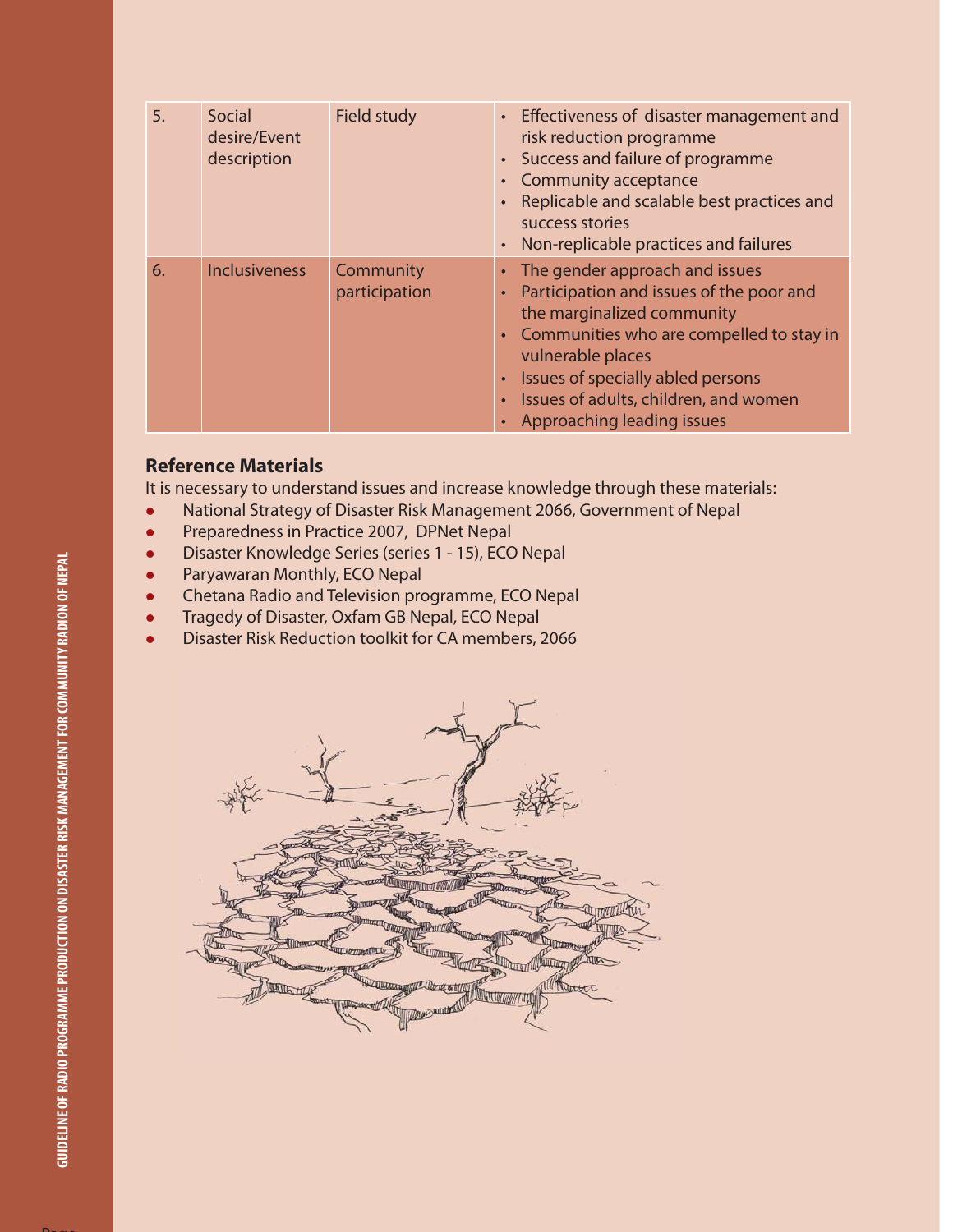| 5. | Social desire/Event description | Field study | • Effectiveness of disaster management and risk reduction programme<br>• Success and failure of programme<br>• Community acceptance<br>• Replicable and scalable best practices and success stories<br>• Non-replicable practices and failures |
|---|---|---|---|
| 6. | Inclusiveness | Community participation | • The gender approach and issues<br>• Participation and issues of the poor and the marginalized community<br>• Communities who are compelled to stay in vulnerable places<br>• Issues of specially abled persons<br>• Issues of adults, children, and women<br>• Approaching leading issues |

## Reference Materials

It is necessary to understand issues and increase knowledge through these materials:

- National Strategy of Disaster Risk Management 2066, Government of Nepal
- Preparedness in Practice 2007, DPNet Nepal
- Disaster Knowledge Series (series 1 - 15), ECO Nepal
- Paryawaran Monthly, ECO Nepal
- Chetana Radio and Television programme, ECO Nepal
- Tragedy of Disaster, Oxfam GB Nepal, ECO Nepal
- Disaster Risk Reduction toolkit for CA members, 2066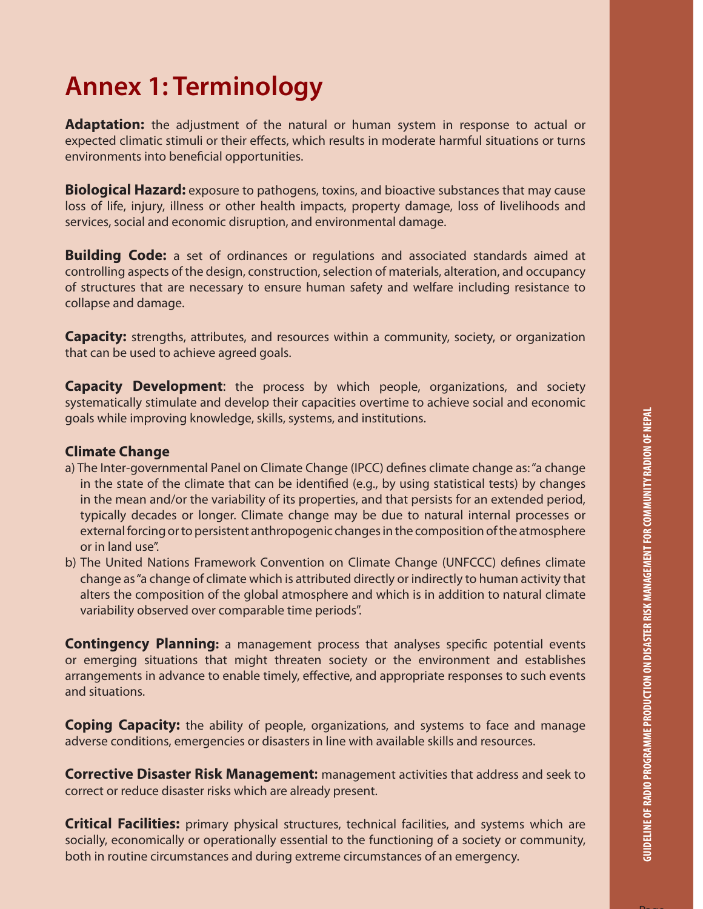# Annex 1: Terminology

**Adaptation:** the adjustment of the natural or human system in response to actual or expected climatic stimuli or their effects, which results in moderate harmful situations or turns environments into beneficial opportunities.

**Biological Hazard:** exposure to pathogens, toxins, and bioactive substances that may cause loss of life, injury, illness or other health impacts, property damage, loss of livelihoods and services, social and economic disruption, and environmental damage.

**Building Code:** a set of ordinances or regulations and associated standards aimed at controlling aspects of the design, construction, selection of materials, alteration, and occupancy of structures that are necessary to ensure human safety and welfare including resistance to collapse and damage.

**Capacity:** strengths, attributes, and resources within a community, society, or organization that can be used to achieve agreed goals.

**Capacity Development**: the process by which people, organizations, and society systematically stimulate and develop their capacities overtime to achieve social and economic goals while improving knowledge, skills, systems, and institutions.

**Climate Change**

a) The Inter-governmental Panel on Climate Change (IPCC) defines climate change as: "a change in the state of the climate that can be identified (e.g., by using statistical tests) by changes in the mean and/or the variability of its properties, and that persists for an extended period, typically decades or longer. Climate change may be due to natural internal processes or external forcing or to persistent anthropogenic changes in the composition of the atmosphere or in land use".

b) The United Nations Framework Convention on Climate Change (UNFCCC) defines climate change as "a change of climate which is attributed directly or indirectly to human activity that alters the composition of the global atmosphere and which is in addition to natural climate variability observed over comparable time periods".

**Contingency Planning:** a management process that analyses specific potential events or emerging situations that might threaten society or the environment and establishes arrangements in advance to enable timely, effective, and appropriate responses to such events and situations.

**Coping Capacity:** the ability of people, organizations, and systems to face and manage adverse conditions, emergencies or disasters in line with available skills and resources.

**Corrective Disaster Risk Management:** management activities that address and seek to correct or reduce disaster risks which are already present.

**Critical Facilities:** primary physical structures, technical facilities, and systems which are socially, economically or operationally essential to the functioning of a society or community, both in routine circumstances and during extreme circumstances of an emergency.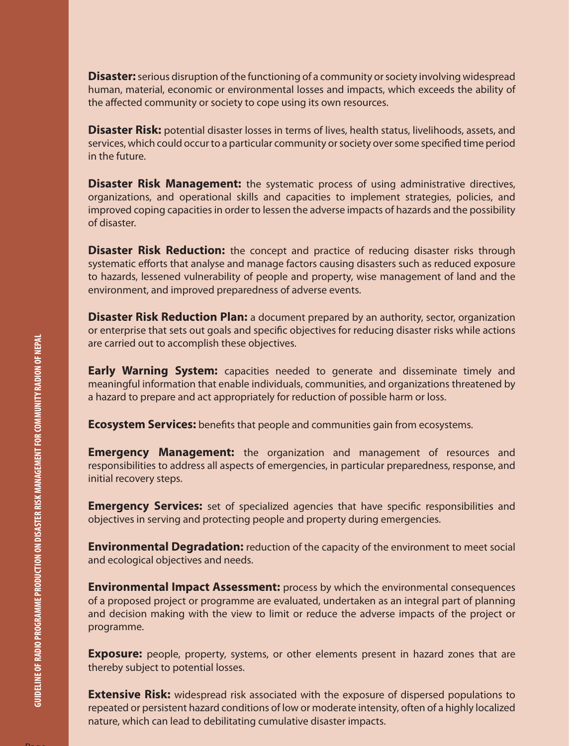**Disaster:** serious disruption of the functioning of a community or society involving widespread human, material, economic or environmental losses and impacts, which exceeds the ability of the affected community or society to cope using its own resources.

**Disaster Risk:** potential disaster losses in terms of lives, health status, livelihoods, assets, and services, which could occur to a particular community or society over some specified time period in the future.

**Disaster Risk Management:** the systematic process of using administrative directives, organizations, and operational skills and capacities to implement strategies, policies, and improved coping capacities in order to lessen the adverse impacts of hazards and the possibility of disaster.

**Disaster Risk Reduction:** the concept and practice of reducing disaster risks through systematic efforts that analyse and manage factors causing disasters such as reduced exposure to hazards, lessened vulnerability of people and property, wise management of land and the environment, and improved preparedness of adverse events.

**Disaster Risk Reduction Plan:** a document prepared by an authority, sector, organization or enterprise that sets out goals and specific objectives for reducing disaster risks while actions are carried out to accomplish these objectives.

**Early Warning System:** capacities needed to generate and disseminate timely and meaningful information that enable individuals, communities, and organizations threatened by a hazard to prepare and act appropriately for reduction of possible harm or loss.

**Ecosystem Services:** benefits that people and communities gain from ecosystems.

**Emergency Management:** the organization and management of resources and responsibilities to address all aspects of emergencies, in particular preparedness, response, and initial recovery steps.

**Emergency Services:** set of specialized agencies that have specific responsibilities and objectives in serving and protecting people and property during emergencies.

**Environmental Degradation:** reduction of the capacity of the environment to meet social and ecological objectives and needs.

**Environmental Impact Assessment:** process by which the environmental consequences of a proposed project or programme are evaluated, undertaken as an integral part of planning and decision making with the view to limit or reduce the adverse impacts of the project or programme.

**Exposure:** people, property, systems, or other elements present in hazard zones that are thereby subject to potential losses.

**Extensive Risk:** widespread risk associated with the exposure of dispersed populations to repeated or persistent hazard conditions of low or moderate intensity, often of a highly localized nature, which can lead to debilitating cumulative disaster impacts.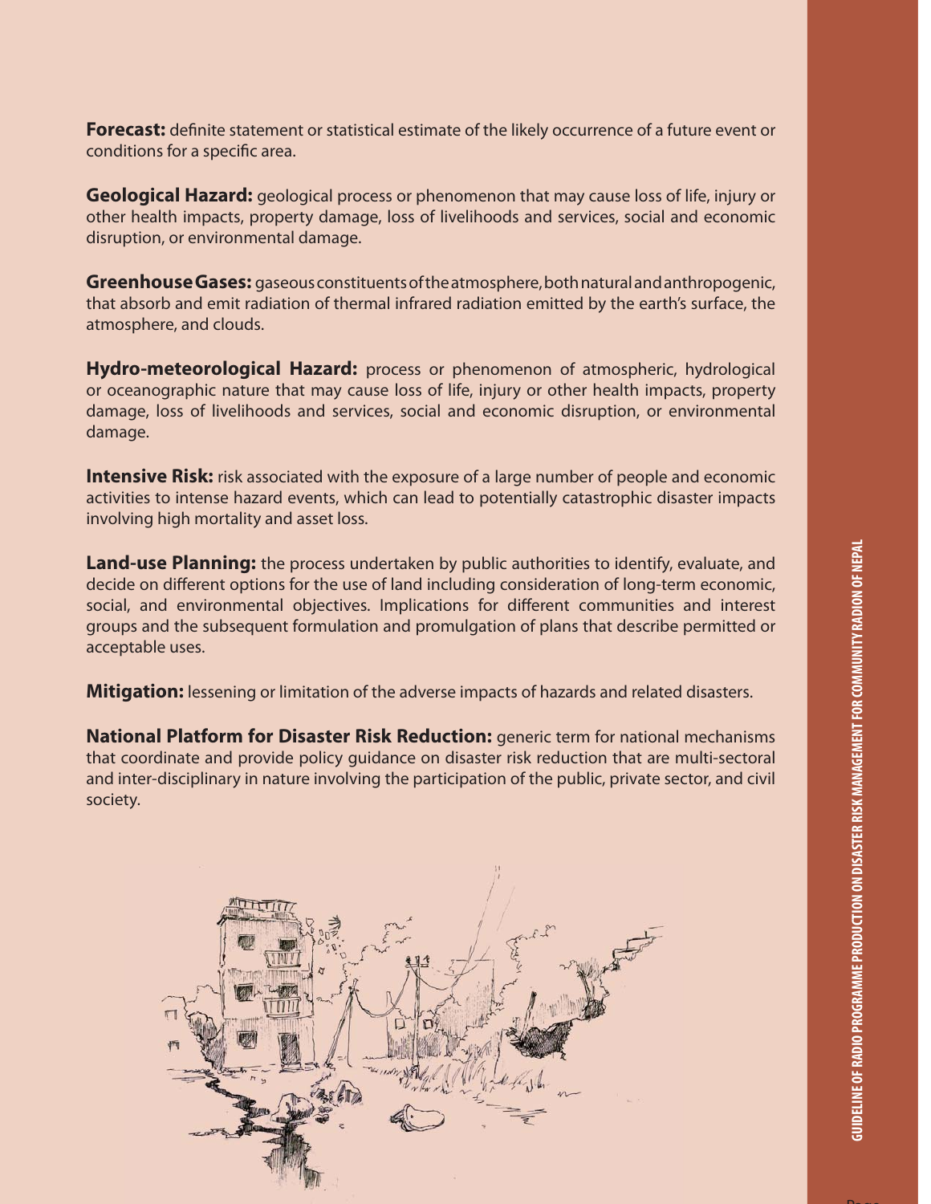**Forecast:** definite statement or statistical estimate of the likely occurrence of a future event or conditions for a specific area.

**Geological Hazard:** geological process or phenomenon that may cause loss of life, injury or other health impacts, property damage, loss of livelihoods and services, social and economic disruption, or environmental damage.

**Greenhouse Gases:** gaseous constituents of the atmosphere, both natural and anthropogenic, that absorb and emit radiation of thermal infrared radiation emitted by the earth's surface, the atmosphere, and clouds.

**Hydro-meteorological Hazard:** process or phenomenon of atmospheric, hydrological or oceanographic nature that may cause loss of life, injury or other health impacts, property damage, loss of livelihoods and services, social and economic disruption, or environmental damage.

**Intensive Risk:** risk associated with the exposure of a large number of people and economic activities to intense hazard events, which can lead to potentially catastrophic disaster impacts involving high mortality and asset loss.

**Land-use Planning:** the process undertaken by public authorities to identify, evaluate, and decide on different options for the use of land including consideration of long-term economic, social, and environmental objectives. Implications for different communities and interest groups and the subsequent formulation and promulgation of plans that describe permitted or acceptable uses.

**Mitigation:** lessening or limitation of the adverse impacts of hazards and related disasters.

**National Platform for Disaster Risk Reduction:** generic term for national mechanisms that coordinate and provide policy guidance on disaster risk reduction that are multi-sectoral and inter-disciplinary in nature involving the participation of the public, private sector, and civil society.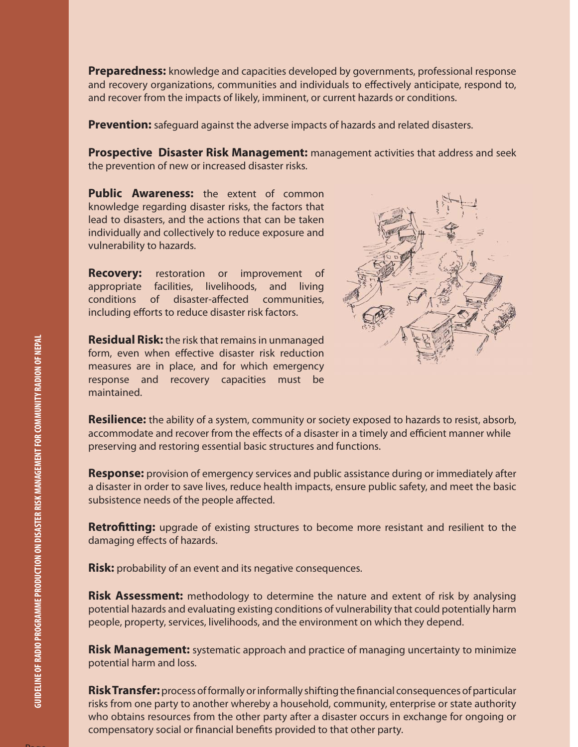**Preparedness:** knowledge and capacities developed by governments, professional response and recovery organizations, communities and individuals to effectively anticipate, respond to, and recover from the impacts of likely, imminent, or current hazards or conditions.

**Prevention:** safeguard against the adverse impacts of hazards and related disasters.

**Prospective Disaster Risk Management:** management activities that address and seek the prevention of new or increased disaster risks.

**Public Awareness:** the extent of common knowledge regarding disaster risks, the factors that lead to disasters, and the actions that can be taken individually and collectively to reduce exposure and vulnerability to hazards.

**Recovery:** restoration or improvement of appropriate facilities, livelihoods, and living conditions of disaster-affected communities, including efforts to reduce disaster risk factors.

**Residual Risk:** the risk that remains in unmanaged form, even when effective disaster risk reduction measures are in place, and for which emergency response and recovery capacities must be maintained.

**Resilience:** the ability of a system, community or society exposed to hazards to resist, absorb, accommodate and recover from the effects of a disaster in a timely and efficient manner while preserving and restoring essential basic structures and functions.

**Response:** provision of emergency services and public assistance during or immediately after a disaster in order to save lives, reduce health impacts, ensure public safety, and meet the basic subsistence needs of the people affected.

**Retrofitting:** upgrade of existing structures to become more resistant and resilient to the damaging effects of hazards.

**Risk:** probability of an event and its negative consequences.

**Risk Assessment:** methodology to determine the nature and extent of risk by analysing potential hazards and evaluating existing conditions of vulnerability that could potentially harm people, property, services, livelihoods, and the environment on which they depend.

**Risk Management:** systematic approach and practice of managing uncertainty to minimize potential harm and loss.

**Risk Transfer:** process of formally or informally shifting the financial consequences of particular risks from one party to another whereby a household, community, enterprise or state authority who obtains resources from the other party after a disaster occurs in exchange for ongoing or compensatory social or financial benefits provided to that other party.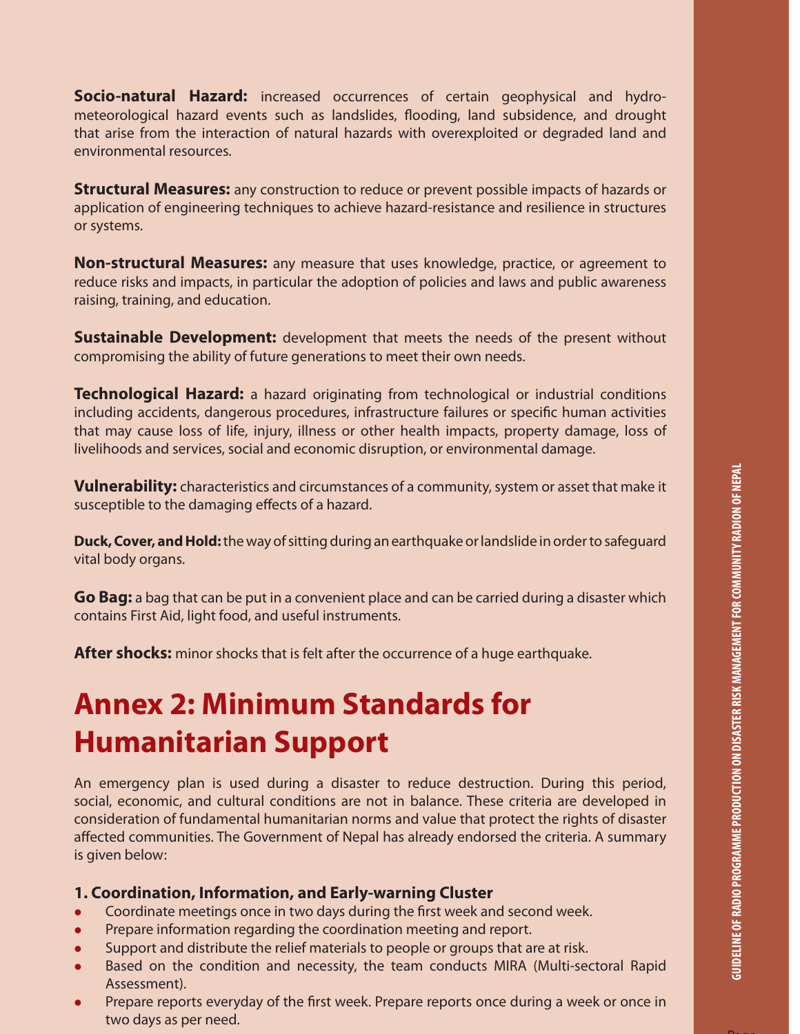**Socio-natural Hazard:** increased occurrences of certain geophysical and hydro-meteorological hazard events such as landslides, flooding, land subsidence, and drought that arise from the interaction of natural hazards with overexploited or degraded land and environmental resources.

**Structural Measures:** any construction to reduce or prevent possible impacts of hazards or application of engineering techniques to achieve hazard-resistance and resilience in structures or systems.

**Non-structural Measures:** any measure that uses knowledge, practice, or agreement to reduce risks and impacts, in particular the adoption of policies and laws and public awareness raising, training, and education.

**Sustainable Development:** development that meets the needs of the present without compromising the ability of future generations to meet their own needs.

**Technological Hazard:** a hazard originating from technological or industrial conditions including accidents, dangerous procedures, infrastructure failures or specific human activities that may cause loss of life, injury, illness or other health impacts, property damage, loss of livelihoods and services, social and economic disruption, or environmental damage.

**Vulnerability:** characteristics and circumstances of a community, system or asset that make it susceptible to the damaging effects of a hazard.

**Duck, Cover, and Hold:** the way of sitting during an earthquake or landslide in order to safeguard vital body organs.

**Go Bag:** a bag that can be put in a convenient place and can be carried during a disaster which contains First Aid, light food, and useful instruments.

**After shocks:** minor shocks that is felt after the occurrence of a huge earthquake.

# Annex 2: Minimum Standards for Humanitarian Support

An emergency plan is used during a disaster to reduce destruction. During this period, social, economic, and cultural conditions are not in balance. These criteria are developed in consideration of fundamental humanitarian norms and value that protect the rights of disaster affected communities. The Government of Nepal has already endorsed the criteria. A summary is given below:

### 1. Coordination, Information, and Early-warning Cluster

- Coordinate meetings once in two days during the first week and second week.
- Prepare information regarding the coordination meeting and report.
- Support and distribute the relief materials to people or groups that are at risk.
- Based on the condition and necessity, the team conducts MIRA (Multi-sectoral Rapid Assessment).
- Prepare reports everyday of the first week. Prepare reports once during a week or once in two days as per need.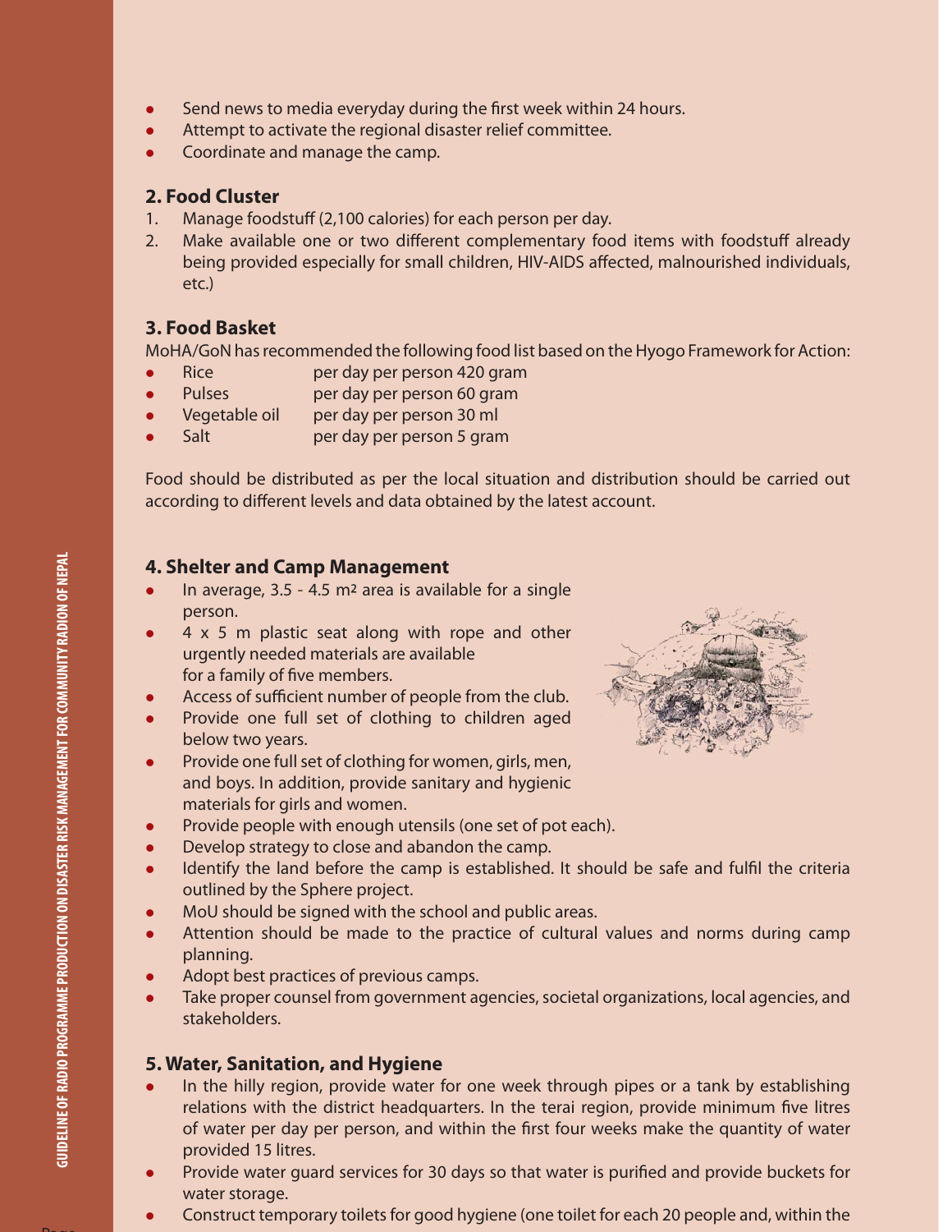- Send news to media everyday during the first week within 24 hours.
- Attempt to activate the regional disaster relief committee.
- Coordinate and manage the camp.

## 2. Food Cluster

1. Manage foodstuff (2,100 calories) for each person per day.
2. Make available one or two different complementary food items with foodstuff already being provided especially for small children, HIV-AIDS affected, malnourished individuals, etc.)

## 3. Food Basket

MoHA/GoN has recommended the following food list based on the Hyogo Framework for Action:

- Rice per day per person 420 gram
- Pulses per day per person 60 gram
- Vegetable oil per day per person 30 ml
- Salt per day per person 5 gram

Food should be distributed as per the local situation and distribution should be carried out according to different levels and data obtained by the latest account.

## 4. Shelter and Camp Management

- In average, 3.5 - 4.5 m² area is available for a single person.
- 4 x 5 m plastic seat along with rope and other urgently needed materials are available for a family of five members.
- Access of sufficient number of people from the club.
- Provide one full set of clothing to children aged below two years.
- Provide one full set of clothing for women, girls, men, and boys. In addition, provide sanitary and hygienic materials for girls and women.
- Provide people with enough utensils (one set of pot each).
- Develop strategy to close and abandon the camp.
- Identify the land before the camp is established. It should be safe and fulfil the criteria outlined by the Sphere project.
- MoU should be signed with the school and public areas.
- Attention should be made to the practice of cultural values and norms during camp planning.
- Adopt best practices of previous camps.
- Take proper counsel from government agencies, societal organizations, local agencies, and stakeholders.

## 5. Water, Sanitation, and Hygiene

- In the hilly region, provide water for one week through pipes or a tank by establishing relations with the district headquarters. In the terai region, provide minimum five litres of water per day per person, and within the first four weeks make the quantity of water provided 15 litres.
- Provide water guard services for 30 days so that water is purified and provide buckets for water storage.
- Construct temporary toilets for good hygiene (one toilet for each 20 people and, within the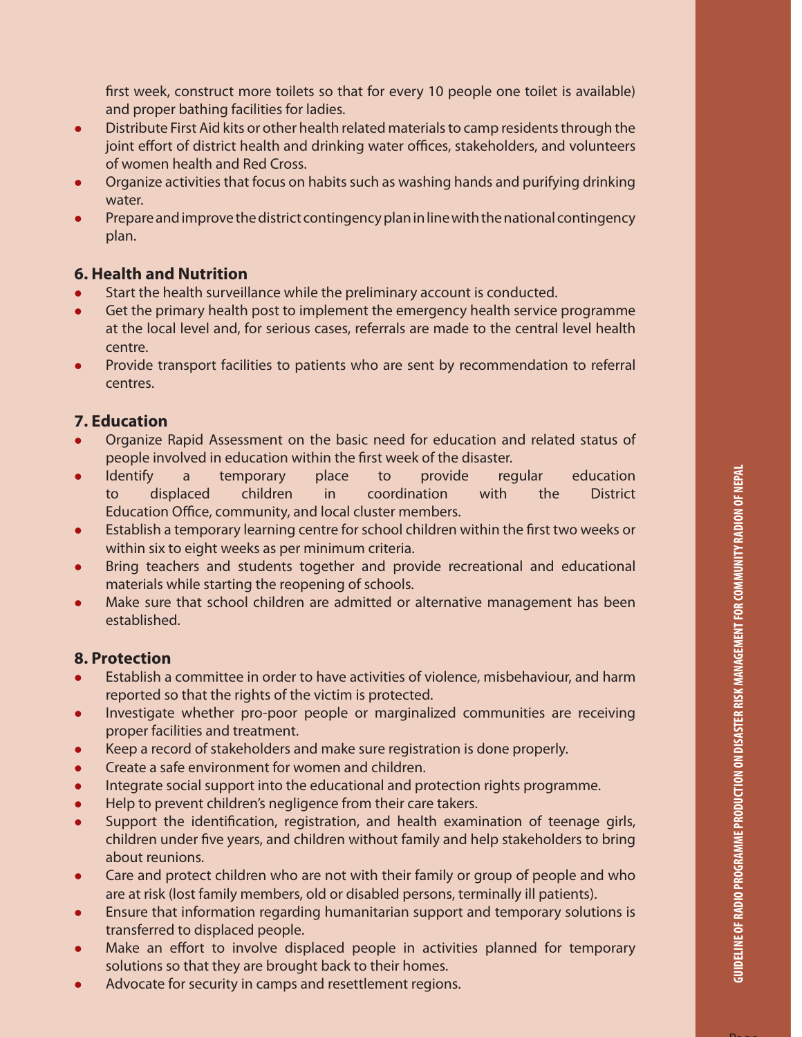first week, construct more toilets so that for every 10 people one toilet is available) and proper bathing facilities for ladies.

- Distribute First Aid kits or other health related materials to camp residents through the joint effort of district health and drinking water offices, stakeholders, and volunteers of women health and Red Cross.
- Organize activities that focus on habits such as washing hands and purifying drinking water.
- Prepare and improve the district contingency plan in line with the national contingency plan.

## 6. Health and Nutrition

- Start the health surveillance while the preliminary account is conducted.
- Get the primary health post to implement the emergency health service programme at the local level and, for serious cases, referrals are made to the central level health centre.
- Provide transport facilities to patients who are sent by recommendation to referral centres.

## 7. Education

- Organize Rapid Assessment on the basic need for education and related status of people involved in education within the first week of the disaster.
- Identify a temporary place to provide regular education to displaced children in coordination with the District Education Office, community, and local cluster members.
- Establish a temporary learning centre for school children within the first two weeks or within six to eight weeks as per minimum criteria.
- Bring teachers and students together and provide recreational and educational materials while starting the reopening of schools.
- Make sure that school children are admitted or alternative management has been established.

## 8. Protection

- Establish a committee in order to have activities of violence, misbehaviour, and harm reported so that the rights of the victim is protected.
- Investigate whether pro-poor people or marginalized communities are receiving proper facilities and treatment.
- Keep a record of stakeholders and make sure registration is done properly.
- Create a safe environment for women and children.
- Integrate social support into the educational and protection rights programme.
- Help to prevent children's negligence from their care takers.
- Support the identification, registration, and health examination of teenage girls, children under five years, and children without family and help stakeholders to bring about reunions.
- Care and protect children who are not with their family or group of people and who are at risk (lost family members, old or disabled persons, terminally ill patients).
- Ensure that information regarding humanitarian support and temporary solutions is transferred to displaced people.
- Make an effort to involve displaced people in activities planned for temporary solutions so that they are brought back to their homes.
- Advocate for security in camps and resettlement regions.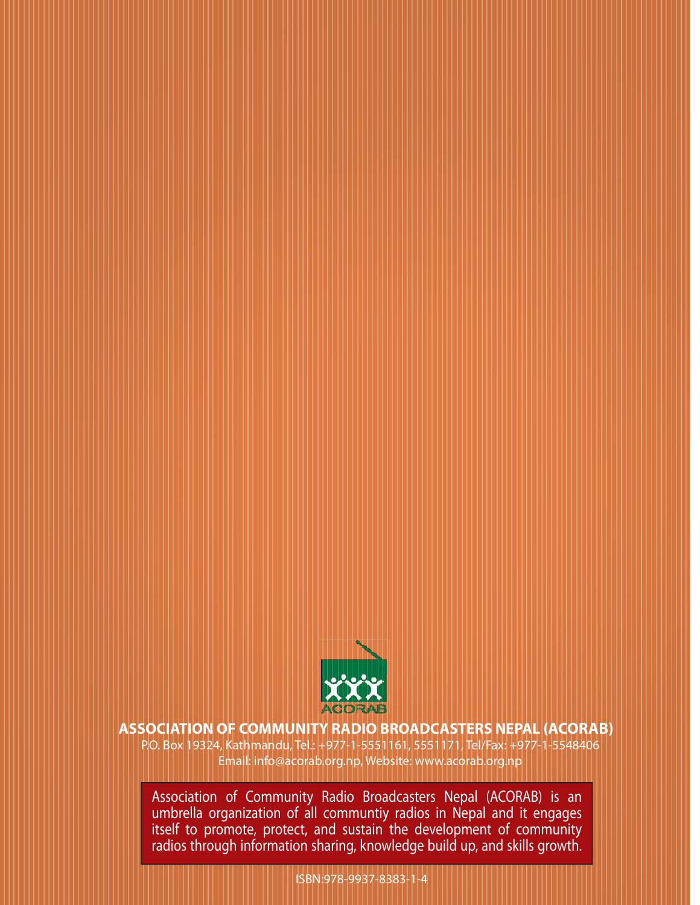ACORAB

**ASSOCIATION OF COMMUNITY RADIO BROADCASTERS NEPAL (ACORAB)**

P.O. Box 19324, Kathmandu, Tel.: +977-1-5551161, 5551171, Tel/Fax: +977-1-5548406
Email: info@acorab.org.np, Website: www.acorab.org.np

Association of Community Radio Broadcasters Nepal (ACORAB) is an umbrella organization of all communtiy radios in Nepal and it engages itself to promote, protect, and sustain the development of community radios through information sharing, knowledge build up, and skills growth.

ISBN:978-9937-8383-1-4